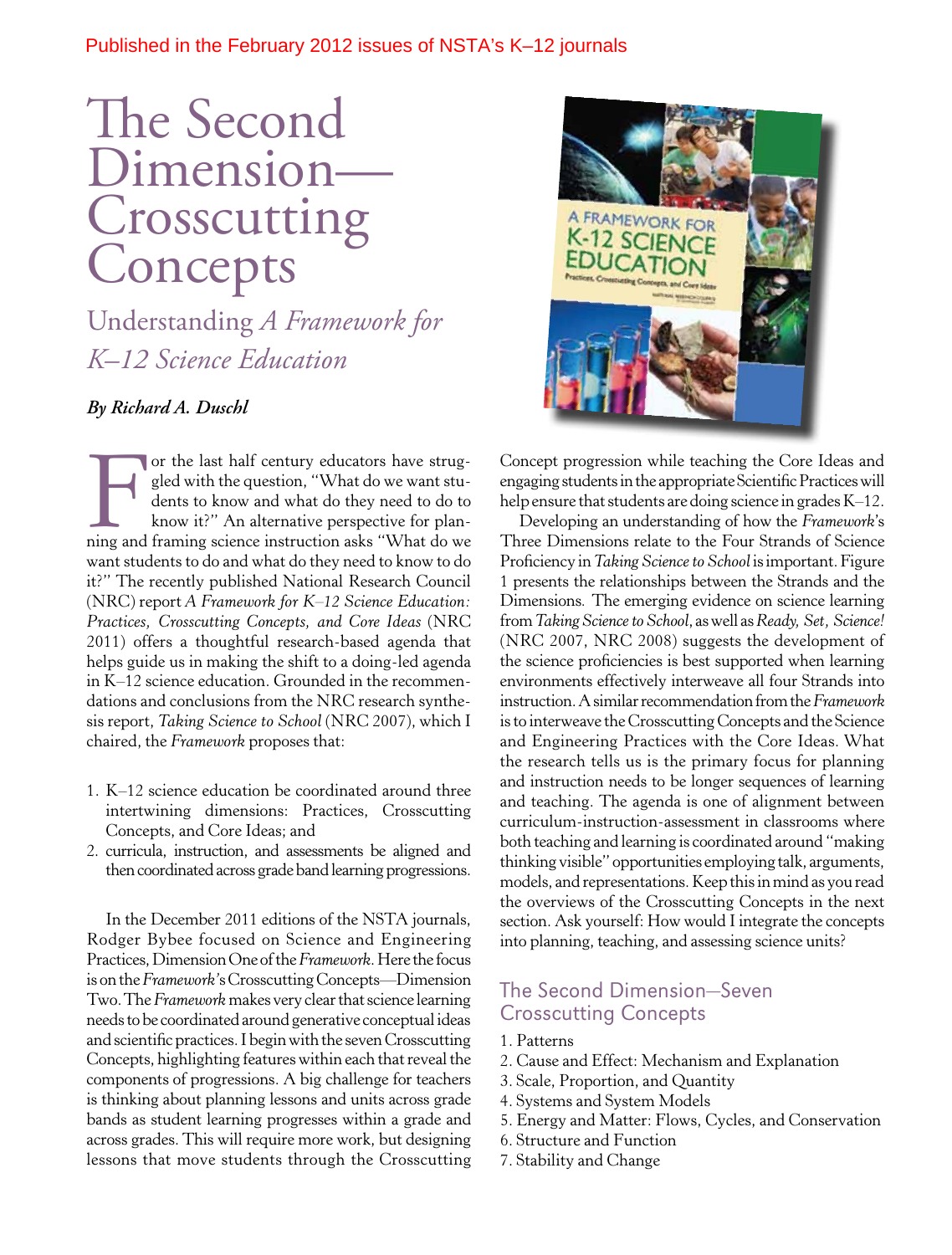Published in the February 2012 issues of NSTA's K–12 journals

# The Second Dimension—Crosscutting Concepts

## Understanding *A Framework for K–12 Science Education*

***By Richard A. Duschl***

For the last half century educators have struggled with the question, "What do we want students to know and what do they need to do to know it?" An alternative perspective for planning and framing science instruction asks "What do we want students to do and what do they need to know to do it?" The recently published National Research Council (NRC) report *A Framework for K–12 Science Education: Practices, Crosscutting Concepts, and Core Ideas* (NRC 2011) offers a thoughtful research-based agenda that helps guide us in making the shift to a doing-led agenda in K–12 science education. Grounded in the recommendations and conclusions from the NRC research synthesis report, *Taking Science to School* (NRC 2007), which I chaired, the *Framework* proposes that:

1. K–12 science education be coordinated around three intertwining dimensions: Practices, Crosscutting Concepts, and Core Ideas; and
2. curricula, instruction, and assessments be aligned and then coordinated across grade band learning progressions.

In the December 2011 editions of the NSTA journals, Rodger Bybee focused on Science and Engineering Practices, Dimension One of the *Framework*. Here the focus is on the *Framework*'s Crosscutting Concepts—Dimension Two. The *Framework* makes very clear that science learning needs to be coordinated around generative conceptual ideas and scientific practices. I begin with the seven Crosscutting Concepts, highlighting features within each that reveal the components of progressions. A big challenge for teachers is thinking about planning lessons and units across grade bands as student learning progresses within a grade and across grades. This will require more work, but designing lessons that move students through the Crosscutting Concept progression while teaching the Core Ideas and engaging students in the appropriate Scientific Practices will help ensure that students are doing science in grades K–12.

Developing an understanding of how the *Framework*'s Three Dimensions relate to the Four Strands of Science Proficiency in *Taking Science to School* is important. Figure 1 presents the relationships between the Strands and the Dimensions. The emerging evidence on science learning from *Taking Science to School*, as well as *Ready, Set, Science!* (NRC 2007, NRC 2008) suggests the development of the science proficiencies is best supported when learning environments effectively interweave all four Strands into instruction. A similar recommendation from the *Framework* is to interweave the Crosscutting Concepts and the Science and Engineering Practices with the Core Ideas. What the research tells us is the primary focus for planning and instruction needs to be longer sequences of learning and teaching. The agenda is one of alignment between curriculum-instruction-assessment in classrooms where both teaching and learning is coordinated around "making thinking visible" opportunities employing talk, arguments, models, and representations. Keep this in mind as you read the overviews of the Crosscutting Concepts in the next section. Ask yourself: How would I integrate the concepts into planning, teaching, and assessing science units?

## The Second Dimension—Seven Crosscutting Concepts

1. Patterns
2. Cause and Effect: Mechanism and Explanation
3. Scale, Proportion, and Quantity
4. Systems and System Models
5. Energy and Matter: Flows, Cycles, and Conservation
6. Structure and Function
7. Stability and Change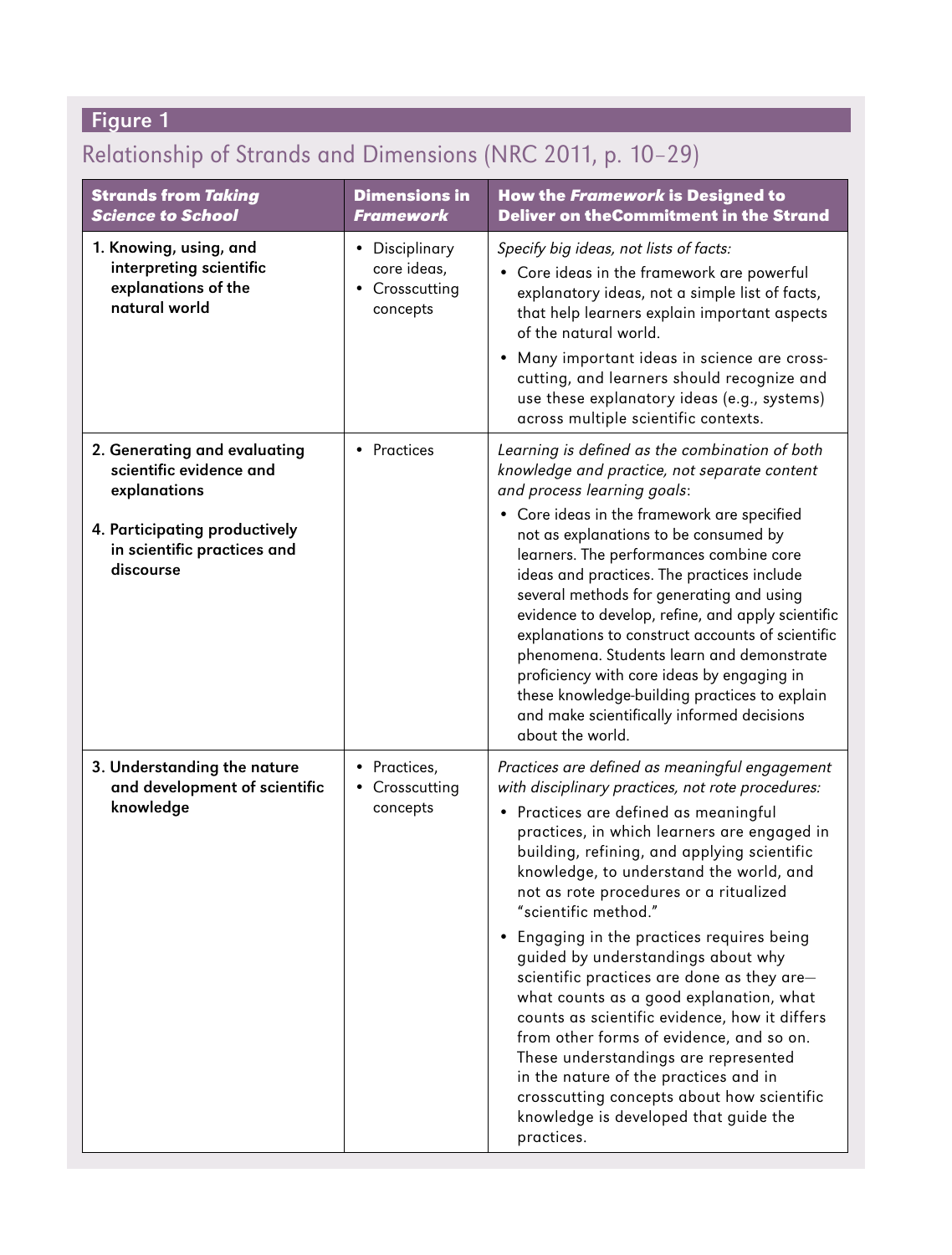## Figure 1

Relationship of Strands and Dimensions (NRC 2011, p. 10–29)

| **Strands from *Taking Science to School*** | **Dimensions in *Framework*** | **How the *Framework* is Designed to Deliver on theCommitment in the Strand** |
|---|---|---|
| **1. Knowing, using, and interpreting scientific explanations of the natural world** | • Disciplinary core ideas,<br>• Crosscutting concepts | *Specify big ideas, not lists of facts:*<br>• Core ideas in the framework are powerful explanatory ideas, not a simple list of facts, that help learners explain important aspects of the natural world.<br>• Many important ideas in science are cross-cutting, and learners should recognize and use these explanatory ideas (e.g., systems) across multiple scientific contexts. |
| **2. Generating and evaluating scientific evidence and explanations**<br><br>**4. Participating productively in scientific practices and discourse** | • Practices | *Learning is defined as the combination of both knowledge and practice, not separate content and process learning goals*:<br>• Core ideas in the framework are specified not as explanations to be consumed by learners. The performances combine core ideas and practices. The practices include several methods for generating and using evidence to develop, refine, and apply scientific explanations to construct accounts of scientific phenomena. Students learn and demonstrate proficiency with core ideas by engaging in these knowledge-building practices to explain and make scientifically informed decisions about the world. |
| **3. Understanding the nature and development of scientific knowledge** | • Practices,<br>• Crosscutting concepts | *Practices are defined as meaningful engagement with disciplinary practices, not rote procedures:*<br>• Practices are defined as meaningful practices, in which learners are engaged in building, refining, and applying scientific knowledge, to understand the world, and not as rote procedures or a ritualized "scientific method."<br>• Engaging in the practices requires being guided by understandings about why scientific practices are done as they are—what counts as a good explanation, what counts as scientific evidence, how it differs from other forms of evidence, and so on. These understandings are represented in the nature of the practices and in crosscutting concepts about how scientific knowledge is developed that guide the practices. |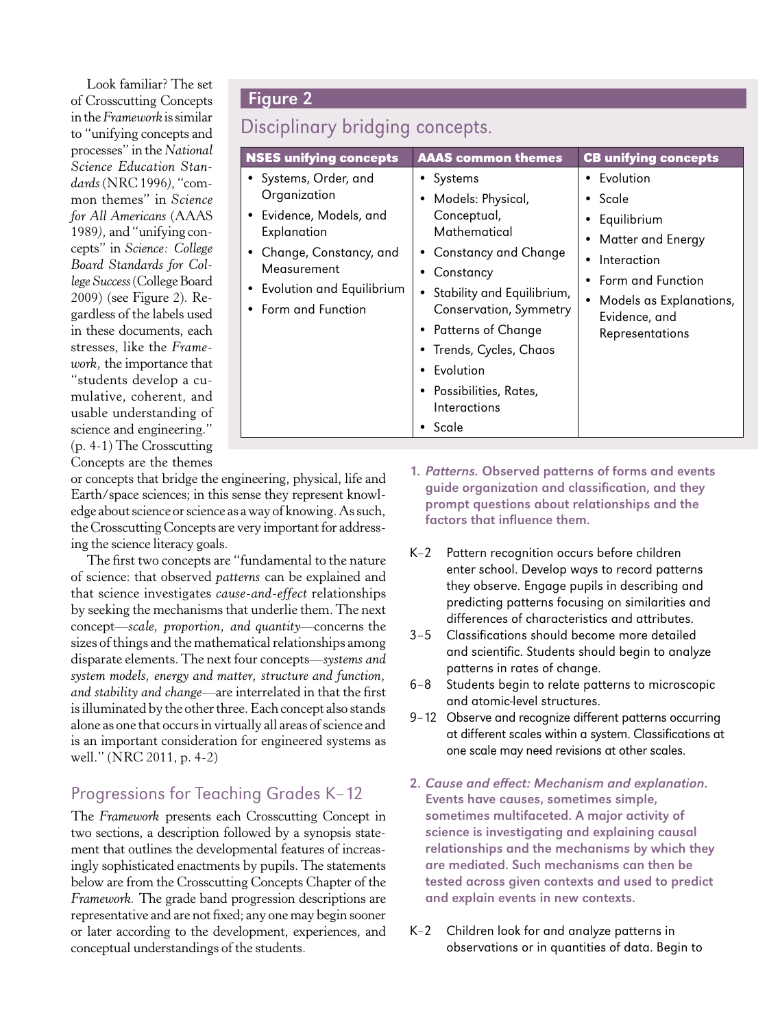Look familiar? The set of Crosscutting Concepts in the *Framework* is similar to "unifying concepts and processes" in the *National Science Education Standards* (NRC 1996), "common themes" in *Science for All Americans* (AAAS 1989), and "unifying concepts" in *Science: College Board Standards for College Success* (College Board 2009) (see Figure 2). Regardless of the labels used in these documents, each stresses, like the *Framework*, the importance that "students develop a cumulative, coherent, and usable understanding of science and engineering." (p. 4-1) The Crosscutting Concepts are the themes or concepts that bridge the engineering, physical, life and Earth/space sciences; in this sense they represent knowledge about science or science as a way of knowing. As such, the Crosscutting Concepts are very important for addressing the science literacy goals.

**Figure 2**

Disciplinary bridging concepts.

| NSES unifying concepts | AAAS common themes | CB unifying concepts |
|---|---|---|
| • Systems, Order, and Organization<br>• Evidence, Models, and Explanation<br>• Change, Constancy, and Measurement<br>• Evolution and Equilibrium<br>• Form and Function | • Systems<br>• Models: Physical, Conceptual, Mathematical<br>• Constancy and Change<br>• Constancy<br>• Stability and Equilibrium, Conservation, Symmetry<br>• Patterns of Change<br>• Trends, Cycles, Chaos<br>• Evolution<br>• Possibilities, Rates, Interactions<br>• Scale | • Evolution<br>• Scale<br>• Equilibrium<br>• Matter and Energy<br>• Interaction<br>• Form and Function<br>• Models as Explanations, Evidence, and Representations |

The first two concepts are "fundamental to the nature of science: that observed *patterns* can be explained and that science investigates *cause-and-effect* relationships by seeking the mechanisms that underlie them. The next concept—*scale, proportion, and quantity*—concerns the sizes of things and the mathematical relationships among disparate elements. The next four concepts—*systems and system models, energy and matter, structure and function, and stability and change*—are interrelated in that the first is illuminated by the other three. Each concept also stands alone as one that occurs in virtually all areas of science and is an important consideration for engineered systems as well." (NRC 2011, p. 4-2)

## Progressions for Teaching Grades K–12

The *Framework* presents each Crosscutting Concept in two sections, a description followed by a synopsis statement that outlines the developmental features of increasingly sophisticated enactments by pupils. The statements below are from the Crosscutting Concepts Chapter of the *Framework*. The grade band progression descriptions are representative and are not fixed; any one may begin sooner or later according to the development, experiences, and conceptual understandings of the students.

**1. *Patterns*. Observed patterns of forms and events guide organization and classification, and they prompt questions about relationships and the factors that influence them.**

- K–2 Pattern recognition occurs before children enter school. Develop ways to record patterns they observe. Engage pupils in describing and predicting patterns focusing on similarities and differences of characteristics and attributes.
- 3–5 Classifications should become more detailed and scientific. Students should begin to analyze patterns in rates of change.
- 6–8 Students begin to relate patterns to microscopic and atomic-level structures.
- 9–12 Observe and recognize different patterns occurring at different scales within a system. Classifications at one scale may need revisions at other scales.

**2. *Cause and effect: Mechanism and explanation*. Events have causes, sometimes simple, sometimes multifaceted. A major activity of science is investigating and explaining causal relationships and the mechanisms by which they are mediated. Such mechanisms can then be tested across given contexts and used to predict and explain events in new contexts.**

- K–2 Children look for and analyze patterns in observations or in quantities of data. Begin to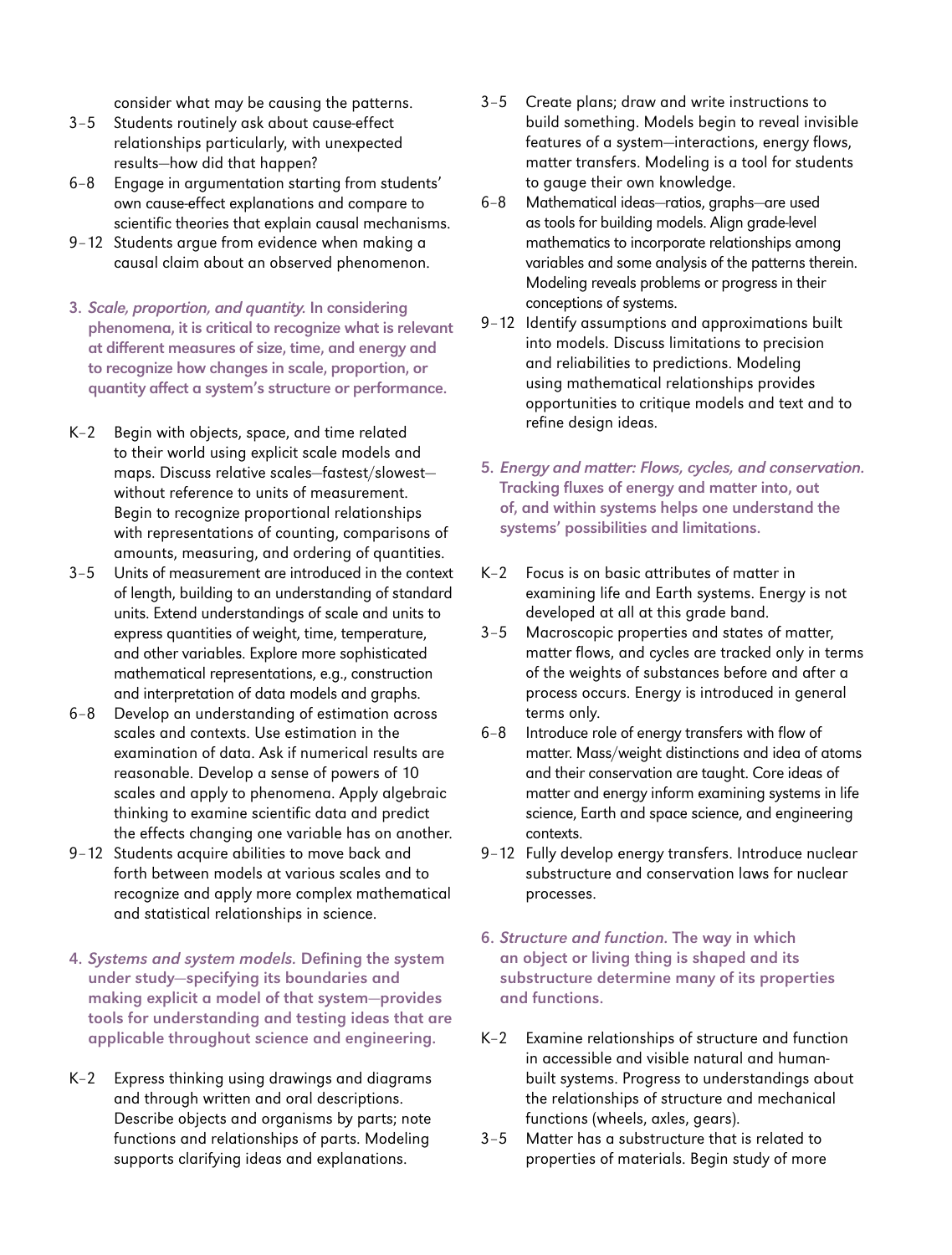consider what may be causing the patterns.

3–5 Students routinely ask about cause-effect relationships particularly, with unexpected results—how did that happen?

6–8 Engage in argumentation starting from students' own cause-effect explanations and compare to scientific theories that explain causal mechanisms.

9–12 Students argue from evidence when making a causal claim about an observed phenomenon.

**3. *Scale, proportion, and quantity.* In considering phenomena, it is critical to recognize what is relevant at different measures of size, time, and energy and to recognize how changes in scale, proportion, or quantity affect a system's structure or performance.**

K–2 Begin with objects, space, and time related to their world using explicit scale models and maps. Discuss relative scales—fastest/slowest—without reference to units of measurement. Begin to recognize proportional relationships with representations of counting, comparisons of amounts, measuring, and ordering of quantities.

3–5 Units of measurement are introduced in the context of length, building to an understanding of standard units. Extend understandings of scale and units to express quantities of weight, time, temperature, and other variables. Explore more sophisticated mathematical representations, e.g., construction and interpretation of data models and graphs.

6–8 Develop an understanding of estimation across scales and contexts. Use estimation in the examination of data. Ask if numerical results are reasonable. Develop a sense of powers of 10 scales and apply to phenomena. Apply algebraic thinking to examine scientific data and predict the effects changing one variable has on another.

9–12 Students acquire abilities to move back and forth between models at various scales and to recognize and apply more complex mathematical and statistical relationships in science.

**4. *Systems and system models.* Defining the system under study—specifying its boundaries and making explicit a model of that system—provides tools for understanding and testing ideas that are applicable throughout science and engineering.**

K–2 Express thinking using drawings and diagrams and through written and oral descriptions. Describe objects and organisms by parts; note functions and relationships of parts. Modeling supports clarifying ideas and explanations.

3–5 Create plans; draw and write instructions to build something. Models begin to reveal invisible features of a system—interactions, energy flows, matter transfers. Modeling is a tool for students to gauge their own knowledge.

6–8 Mathematical ideas—ratios, graphs—are used as tools for building models. Align grade-level mathematics to incorporate relationships among variables and some analysis of the patterns therein. Modeling reveals problems or progress in their conceptions of systems.

9–12 Identify assumptions and approximations built into models. Discuss limitations to precision and reliabilities to predictions. Modeling using mathematical relationships provides opportunities to critique models and text and to refine design ideas.

**5. *Energy and matter: Flows, cycles, and conservation.* Tracking fluxes of energy and matter into, out of, and within systems helps one understand the systems' possibilities and limitations.**

K–2 Focus is on basic attributes of matter in examining life and Earth systems. Energy is not developed at all at this grade band.

3–5 Macroscopic properties and states of matter, matter flows, and cycles are tracked only in terms of the weights of substances before and after a process occurs. Energy is introduced in general terms only.

6–8 Introduce role of energy transfers with flow of matter. Mass/weight distinctions and idea of atoms and their conservation are taught. Core ideas of matter and energy inform examining systems in life science, Earth and space science, and engineering contexts.

9–12 Fully develop energy transfers. Introduce nuclear substructure and conservation laws for nuclear processes.

**6. *Structure and function.* The way in which an object or living thing is shaped and its substructure determine many of its properties and functions.**

K–2 Examine relationships of structure and function in accessible and visible natural and human-built systems. Progress to understandings about the relationships of structure and mechanical functions (wheels, axles, gears).

3–5 Matter has a substructure that is related to properties of materials. Begin study of more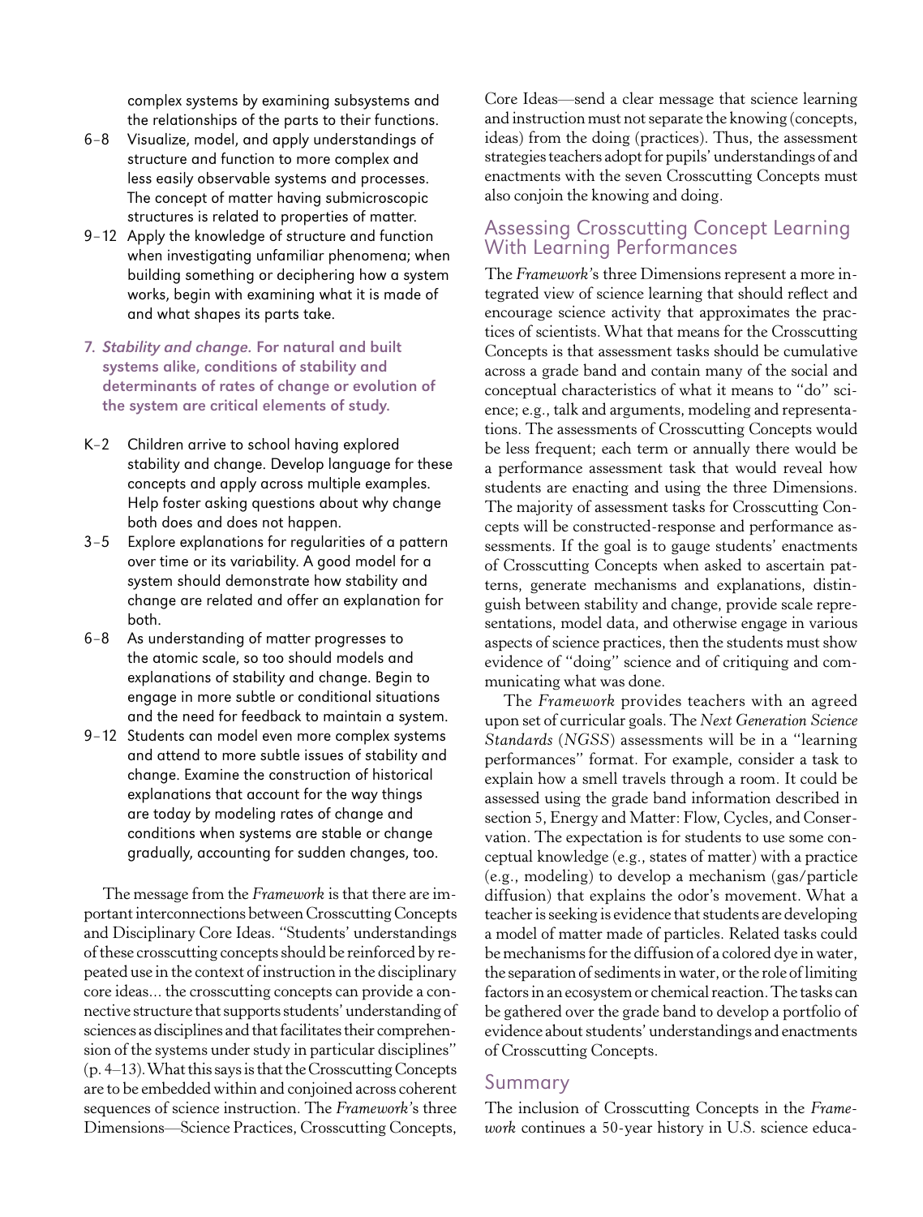complex systems by examining subsystems and the relationships of the parts to their functions.

- 6–8 Visualize, model, and apply understandings of structure and function to more complex and less easily observable systems and processes. The concept of matter having submicroscopic structures is related to properties of matter.
- 9–12 Apply the knowledge of structure and function when investigating unfamiliar phenomena; when building something or deciphering how a system works, begin with examining what it is made of and what shapes its parts take.

**7. *Stability and change.* For natural and built systems alike, conditions of stability and determinants of rates of change or evolution of the system are critical elements of study.**

- K–2 Children arrive to school having explored stability and change. Develop language for these concepts and apply across multiple examples. Help foster asking questions about why change both does and does not happen.
- 3–5 Explore explanations for regularities of a pattern over time or its variability. A good model for a system should demonstrate how stability and change are related and offer an explanation for both.
- 6–8 As understanding of matter progresses to the atomic scale, so too should models and explanations of stability and change. Begin to engage in more subtle or conditional situations and the need for feedback to maintain a system.
- 9–12 Students can model even more complex systems and attend to more subtle issues of stability and change. Examine the construction of historical explanations that account for the way things are today by modeling rates of change and conditions when systems are stable or change gradually, accounting for sudden changes, too.

The message from the *Framework* is that there are important interconnections between Crosscutting Concepts and Disciplinary Core Ideas. "Students' understandings of these crosscutting concepts should be reinforced by repeated use in the context of instruction in the disciplinary core ideas... the crosscutting concepts can provide a connective structure that supports students' understanding of sciences as disciplines and that facilitates their comprehension of the systems under study in particular disciplines" (p. 4–13). What this says is that the Crosscutting Concepts are to be embedded within and conjoined across coherent sequences of science instruction. The *Framework*'s three Dimensions—Science Practices, Crosscutting Concepts, Core Ideas—send a clear message that science learning and instruction must not separate the knowing (concepts, ideas) from the doing (practices). Thus, the assessment strategies teachers adopt for pupils' understandings of and enactments with the seven Crosscutting Concepts must also conjoin the knowing and doing.

## Assessing Crosscutting Concept Learning With Learning Performances

The *Framework*'s three Dimensions represent a more integrated view of science learning that should reflect and encourage science activity that approximates the practices of scientists. What that means for the Crosscutting Concepts is that assessment tasks should be cumulative across a grade band and contain many of the social and conceptual characteristics of what it means to "do" science; e.g., talk and arguments, modeling and representations. The assessments of Crosscutting Concepts would be less frequent; each term or annually there would be a performance assessment task that would reveal how students are enacting and using the three Dimensions. The majority of assessment tasks for Crosscutting Concepts will be constructed-response and performance assessments. If the goal is to gauge students' enactments of Crosscutting Concepts when asked to ascertain patterns, generate mechanisms and explanations, distinguish between stability and change, provide scale representations, model data, and otherwise engage in various aspects of science practices, then the students must show evidence of "doing" science and of critiquing and communicating what was done.

The *Framework* provides teachers with an agreed upon set of curricular goals. The *Next Generation Science Standards* (*NGSS*) assessments will be in a "learning performances" format. For example, consider a task to explain how a smell travels through a room. It could be assessed using the grade band information described in section 5, Energy and Matter: Flow, Cycles, and Conservation. The expectation is for students to use some conceptual knowledge (e.g., states of matter) with a practice (e.g., modeling) to develop a mechanism (gas/particle diffusion) that explains the odor's movement. What a teacher is seeking is evidence that students are developing a model of matter made of particles. Related tasks could be mechanisms for the diffusion of a colored dye in water, the separation of sediments in water, or the role of limiting factors in an ecosystem or chemical reaction. The tasks can be gathered over the grade band to develop a portfolio of evidence about students' understandings and enactments of Crosscutting Concepts.

## Summary

The inclusion of Crosscutting Concepts in the *Framework* continues a 50-year history in U.S. science educa-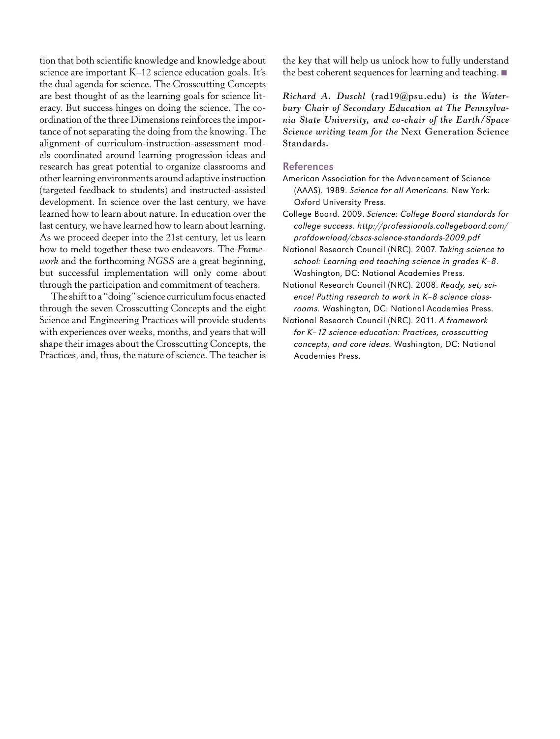tion that both scientific knowledge and knowledge about science are important K–12 science education goals. It's the dual agenda for science. The Crosscutting Concepts are best thought of as the learning goals for science literacy. But success hinges on doing the science. The coordination of the three Dimensions reinforces the importance of not separating the doing from the knowing. The alignment of curriculum-instruction-assessment models coordinated around learning progression ideas and research has great potential to organize classrooms and other learning environments around adaptive instruction (targeted feedback to students) and instructed-assisted development. In science over the last century, we have learned how to learn about nature. In education over the last century, we have learned how to learn about learning. As we proceed deeper into the 21st century, let us learn how to meld together these two endeavors. The *Framework* and the forthcoming *NGSS* are a great beginning, but successful implementation will only come about through the participation and commitment of teachers.

The shift to a "doing" science curriculum focus enacted through the seven Crosscutting Concepts and the eight Science and Engineering Practices will provide students with experiences over weeks, months, and years that will shape their images about the Crosscutting Concepts, the Practices, and, thus, the nature of science. The teacher is the key that will help us unlock how to fully understand the best coherent sequences for learning and teaching. ■

***Richard A. Duschl** (rad19@psu.edu) is the Waterbury Chair of Secondary Education at The Pennsylvania State University, and co-chair of the Earth/Space Science writing team for the* Next Generation Science Standards.

## References

American Association for the Advancement of Science (AAAS). 1989. *Science for all Americans.* New York: Oxford University Press.

College Board. 2009. *Science: College Board standards for college success. http://professionals.collegeboard.com/profdownload/cbscs-science-standards-2009.pdf*

National Research Council (NRC). 2007. *Taking science to school: Learning and teaching science in grades K–8.* Washington, DC: National Academies Press.

National Research Council (NRC). 2008. *Ready, set, science! Putting research to work in K–8 science classrooms.* Washington, DC: National Academies Press.

National Research Council (NRC). 2011. *A framework for K–12 science education: Practices, crosscutting concepts, and core ideas.* Washington, DC: National Academies Press.